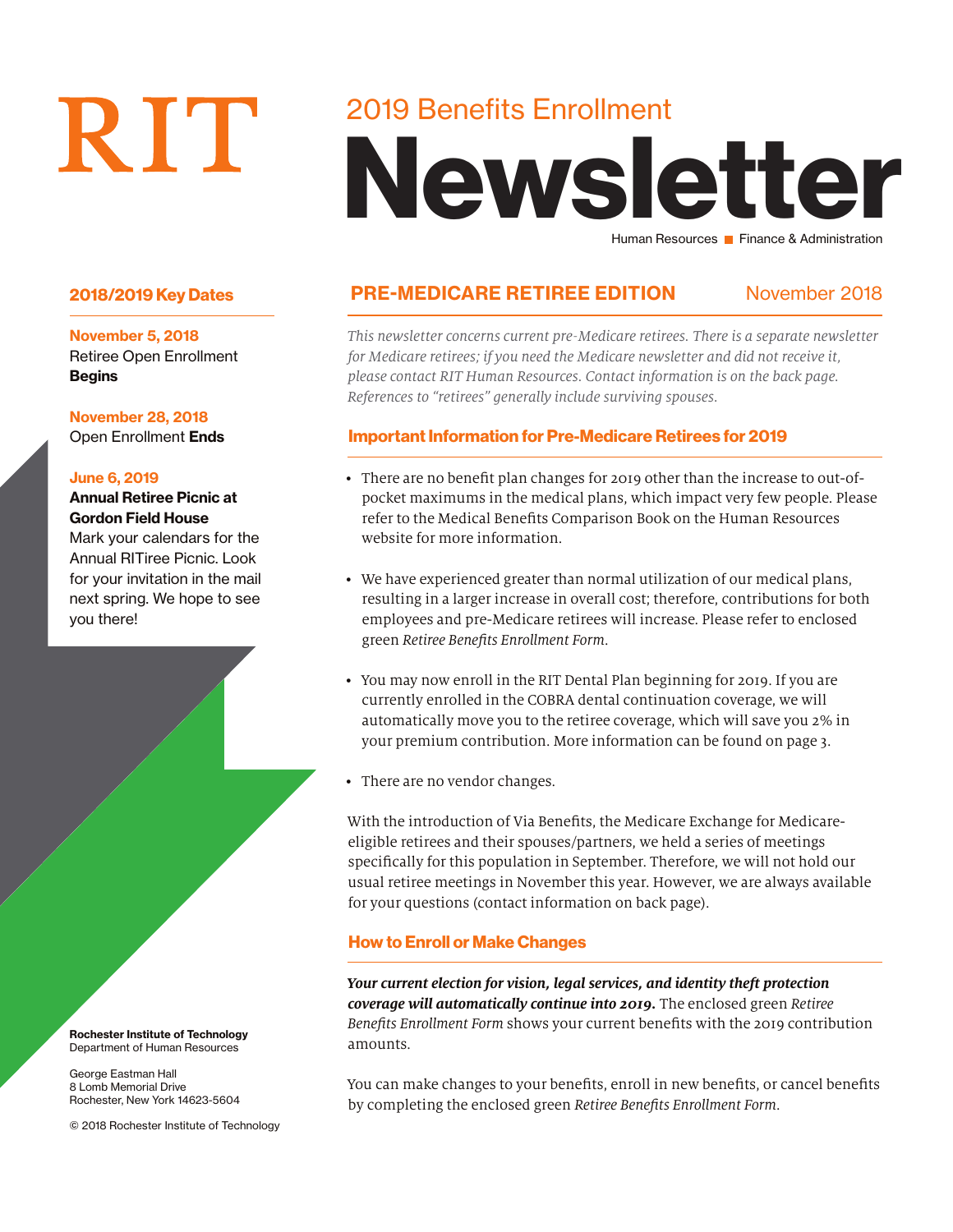RIT

# 2019 Benefits Enrollment Newsletter

Human Resources ■ Finance & Administration

## PRE-MEDICARE RETIREE EDITION

November 2018

*This newsletter concerns current pre-Medicare retirees. There is a separate newsletter for Medicare retirees; if you need the Medicare newsletter and did not receive it, please contact RIT Human Resources. Contact information is on the back page. References to "retirees" generally include surviving spouses.*

### Important Information for Pre-Medicare Retirees for 2019

- There are no benefit plan changes for 2019 other than the increase to out-of-pocket maximums in the medical plans, which impact very few people. Please refer to the Medical Benefits Comparison Book on the Human Resources website for more information.
- We have experienced greater than normal utilization of our medical plans, resulting in a larger increase in overall cost; therefore, contributions for both employees and pre-Medicare retirees will increase. Please refer to enclosed green *Retiree Benefits Enrollment Form*.
- You may now enroll in the RIT Dental Plan beginning for 2019. If you are currently enrolled in the COBRA dental continuation coverage, we will automatically move you to the retiree coverage, which will save you 2% in your premium contribution. More information can be found on page 3.
- There are no vendor changes.

With the introduction of Via Benefits, the Medicare Exchange for Medicare-eligible retirees and their spouses/partners, we held a series of meetings specifically for this population in September. Therefore, we will not hold our usual retiree meetings in November this year. However, we are always available for your questions (contact information on back page).

### How to Enroll or Make Changes

***Your current election for vision, legal services, and identity theft protection coverage will automatically continue into 2019.*** The enclosed green *Retiree Benefits Enrollment Form* shows your current benefits with the 2019 contribution amounts.

You can make changes to your benefits, enroll in new benefits, or cancel benefits by completing the enclosed green *Retiree Benefits Enrollment Form*.

### 2018/2019 Key Dates

**November 5, 2018**
Retiree Open Enrollment **Begins**

**November 28, 2018**
Open Enrollment **Ends**

**June 6, 2019**
**Annual Retiree Picnic at Gordon Field House**
Mark your calendars for the Annual RITiree Picnic. Look for your invitation in the mail next spring. We hope to see you there!

**Rochester Institute of Technology**
Department of Human Resources

George Eastman Hall
8 Lomb Memorial Drive
Rochester, New York 14623-5604

© 2018 Rochester Institute of Technology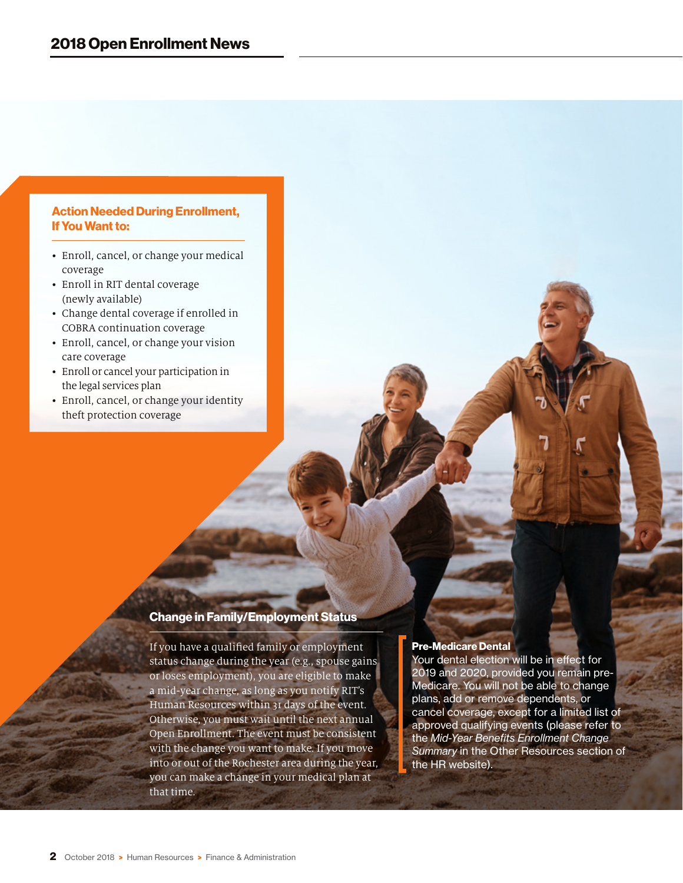## Action Needed During Enrollment, If You Want to:

- Enroll, cancel, or change your medical coverage
- Enroll in RIT dental coverage (newly available)
- Change dental coverage if enrolled in COBRA continuation coverage
- Enroll, cancel, or change your vision care coverage
- Enroll or cancel your participation in the legal services plan
- Enroll, cancel, or change your identity theft protection coverage

## Change in Family/Employment Status

If you have a qualified family or employment status change during the year (e.g., spouse gains or loses employment), you are eligible to make a mid-year change, as long as you notify RIT's Human Resources within 31 days of the event. Otherwise, you must wait until the next annual Open Enrollment. The event must be consistent with the change you want to make. If you move into or out of the Rochester area during the year, you can make a change in your medical plan at that time.

### Pre-Medicare Dental

Your dental election will be in effect for 2019 and 2020, provided you remain pre-Medicare. You will not be able to change plans, add or remove dependents, or cancel coverage, except for a limited list of approved qualifying events (please refer to the *Mid-Year Benefits Enrollment Change Summary* in the Other Resources section of the HR website).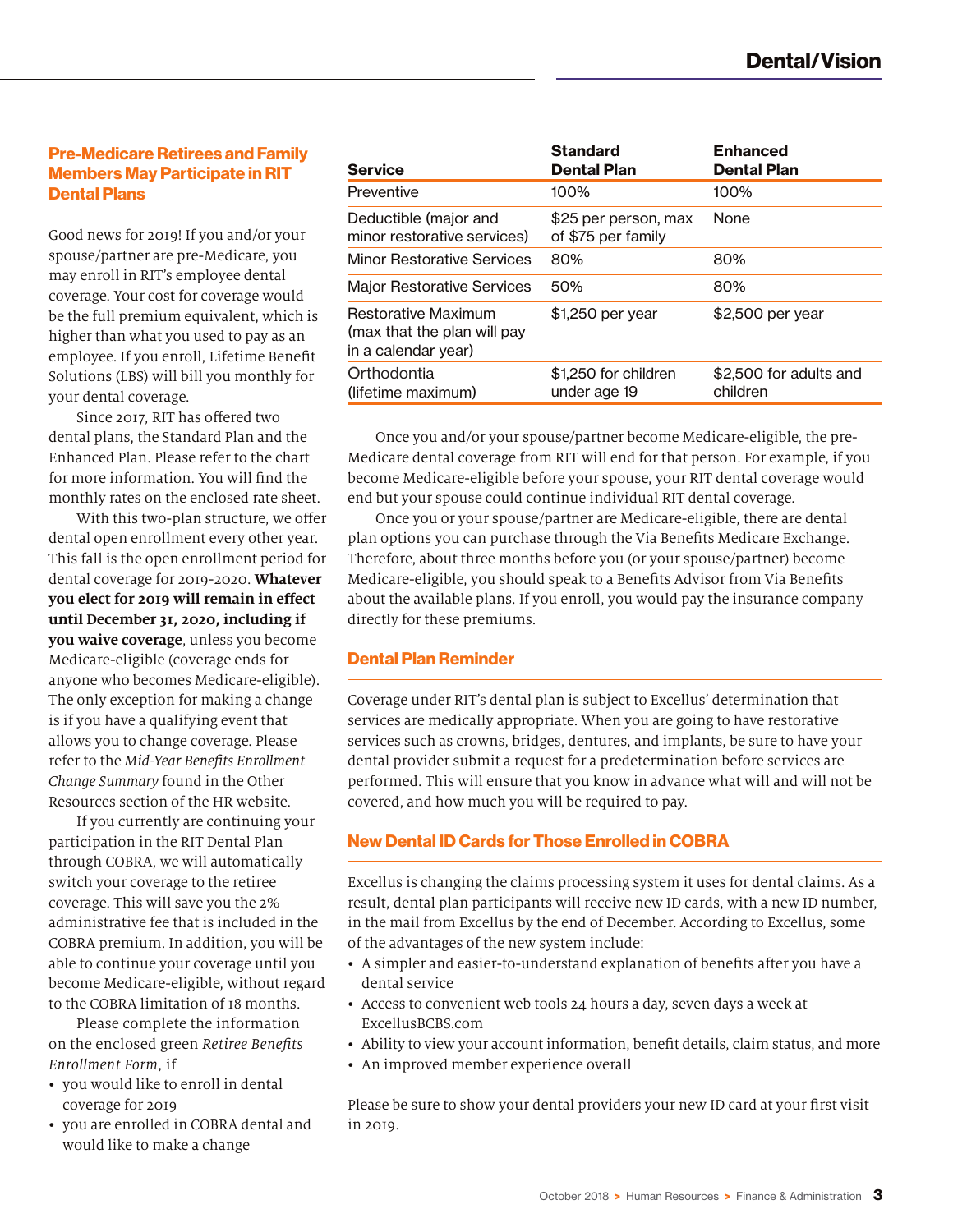# Dental/Vision

## Pre-Medicare Retirees and Family Members May Participate in RIT Dental Plans

Good news for 2019! If you and/or your spouse/partner are pre-Medicare, you may enroll in RIT's employee dental coverage. Your cost for coverage would be the full premium equivalent, which is higher than what you used to pay as an employee. If you enroll, Lifetime Benefit Solutions (LBS) will bill you monthly for your dental coverage.

Since 2017, RIT has offered two dental plans, the Standard Plan and the Enhanced Plan. Please refer to the chart for more information. You will find the monthly rates on the enclosed rate sheet.

With this two-plan structure, we offer dental open enrollment every other year. This fall is the open enrollment period for dental coverage for 2019-2020. **Whatever you elect for 2019 will remain in effect until December 31, 2020, including if you waive coverage**, unless you become Medicare-eligible (coverage ends for anyone who becomes Medicare-eligible). The only exception for making a change is if you have a qualifying event that allows you to change coverage. Please refer to the *Mid-Year Benefits Enrollment Change Summary* found in the Other Resources section of the HR website.

If you currently are continuing your participation in the RIT Dental Plan through COBRA, we will automatically switch your coverage to the retiree coverage. This will save you the 2% administrative fee that is included in the COBRA premium. In addition, you will be able to continue your coverage until you become Medicare-eligible, without regard to the COBRA limitation of 18 months.

Please complete the information on the enclosed green *Retiree Benefits Enrollment Form*, if

- you would like to enroll in dental coverage for 2019
- you are enrolled in COBRA dental and would like to make a change

| Service | Standard Dental Plan | Enhanced Dental Plan |
|---|---|---|
| Preventive | 100% | 100% |
| Deductible (major and minor restorative services) | $25 per person, max of $75 per family | None |
| Minor Restorative Services | 80% | 80% |
| Major Restorative Services | 50% | 80% |
| Restorative Maximum (max that the plan will pay in a calendar year) | $1,250 per year | $2,500 per year |
| Orthodontia (lifetime maximum) | $1,250 for children under age 19 | $2,500 for adults and children |

Once you and/or your spouse/partner become Medicare-eligible, the pre-Medicare dental coverage from RIT will end for that person. For example, if you become Medicare-eligible before your spouse, your RIT dental coverage would end but your spouse could continue individual RIT dental coverage.

Once you or your spouse/partner are Medicare-eligible, there are dental plan options you can purchase through the Via Benefits Medicare Exchange. Therefore, about three months before you (or your spouse/partner) become Medicare-eligible, you should speak to a Benefits Advisor from Via Benefits about the available plans. If you enroll, you would pay the insurance company directly for these premiums.

## Dental Plan Reminder

Coverage under RIT's dental plan is subject to Excellus' determination that services are medically appropriate. When you are going to have restorative services such as crowns, bridges, dentures, and implants, be sure to have your dental provider submit a request for a predetermination before services are performed. This will ensure that you know in advance what will and will not be covered, and how much you will be required to pay.

## New Dental ID Cards for Those Enrolled in COBRA

Excellus is changing the claims processing system it uses for dental claims. As a result, dental plan participants will receive new ID cards, with a new ID number, in the mail from Excellus by the end of December. According to Excellus, some of the advantages of the new system include:

- A simpler and easier-to-understand explanation of benefits after you have a dental service
- Access to convenient web tools 24 hours a day, seven days a week at ExcellusBCBS.com
- Ability to view your account information, benefit details, claim status, and more
- An improved member experience overall

Please be sure to show your dental providers your new ID card at your first visit in 2019.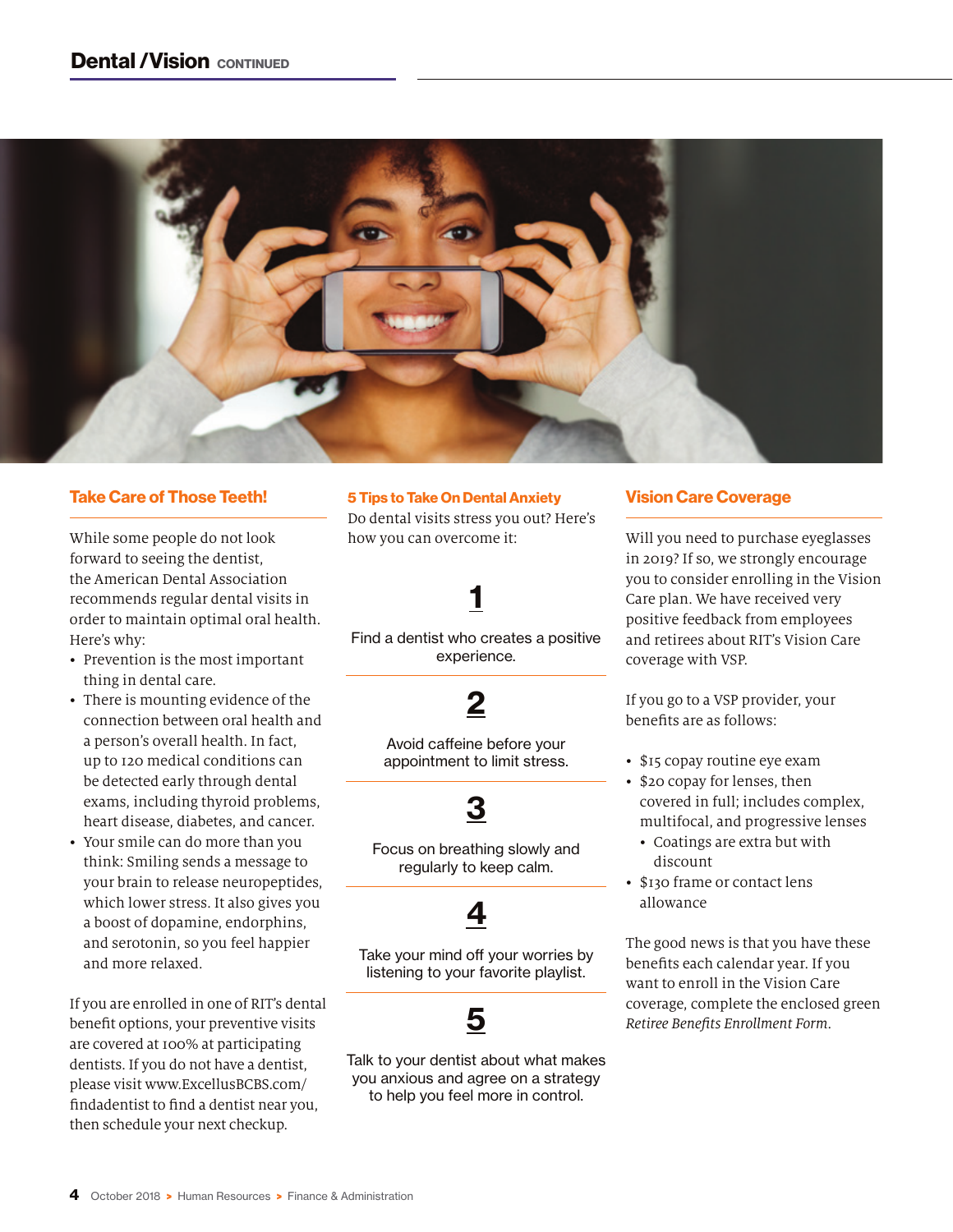## Dental / Vision CONTINUED

### Take Care of Those Teeth!

While some people do not look forward to seeing the dentist, the American Dental Association recommends regular dental visits in order to maintain optimal oral health. Here's why:

- Prevention is the most important thing in dental care.
- There is mounting evidence of the connection between oral health and a person's overall health. In fact, up to 120 medical conditions can be detected early through dental exams, including thyroid problems, heart disease, diabetes, and cancer.
- Your smile can do more than you think: Smiling sends a message to your brain to release neuropeptides, which lower stress. It also gives you a boost of dopamine, endorphins, and serotonin, so you feel happier and more relaxed.

If you are enrolled in one of RIT's dental benefit options, your preventive visits are covered at 100% at participating dentists. If you do not have a dentist, please visit www.ExcellusBCBS.com/findadentist to find a dentist near you, then schedule your next checkup.

### 5 Tips to Take On Dental Anxiety

Do dental visits stress you out? Here's how you can overcome it:

**1**

Find a dentist who creates a positive experience.

**2**

Avoid caffeine before your appointment to limit stress.

**3**

Focus on breathing slowly and regularly to keep calm.

**4**

Take your mind off your worries by listening to your favorite playlist.

**5**

Talk to your dentist about what makes you anxious and agree on a strategy to help you feel more in control.

### Vision Care Coverage

Will you need to purchase eyeglasses in 2019? If so, we strongly encourage you to consider enrolling in the Vision Care plan. We have received very positive feedback from employees and retirees about RIT's Vision Care coverage with VSP.

If you go to a VSP provider, your benefits are as follows:

- $15 copay routine eye exam
- $20 copay for lenses, then covered in full; includes complex, multifocal, and progressive lenses
  - Coatings are extra but with discount
- $130 frame or contact lens allowance

The good news is that you have these benefits each calendar year. If you want to enroll in the Vision Care coverage, complete the enclosed green *Retiree Benefits Enrollment Form*.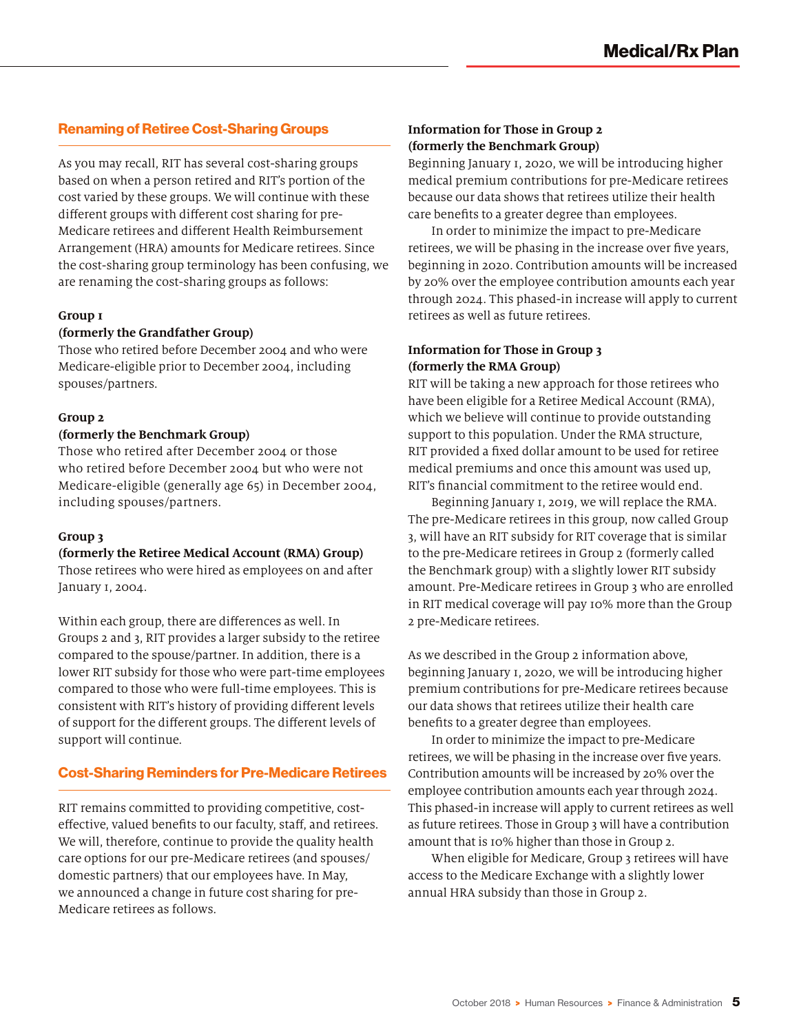## Renaming of Retiree Cost-Sharing Groups

As you may recall, RIT has several cost-sharing groups based on when a person retired and RIT's portion of the cost varied by these groups. We will continue with these different groups with different cost sharing for pre-Medicare retirees and different Health Reimbursement Arrangement (HRA) amounts for Medicare retirees. Since the cost-sharing group terminology has been confusing, we are renaming the cost-sharing groups as follows:

**Group 1**
**(formerly the Grandfather Group)**
Those who retired before December 2004 and who were Medicare-eligible prior to December 2004, including spouses/partners.

**Group 2**
**(formerly the Benchmark Group)**
Those who retired after December 2004 or those who retired before December 2004 but who were not Medicare-eligible (generally age 65) in December 2004, including spouses/partners.

**Group 3**
**(formerly the Retiree Medical Account (RMA) Group)**
Those retirees who were hired as employees on and after January 1, 2004.

Within each group, there are differences as well. In Groups 2 and 3, RIT provides a larger subsidy to the retiree compared to the spouse/partner. In addition, there is a lower RIT subsidy for those who were part-time employees compared to those who were full-time employees. This is consistent with RIT's history of providing different levels of support for the different groups. The different levels of support will continue.

## Cost-Sharing Reminders for Pre-Medicare Retirees

RIT remains committed to providing competitive, cost-effective, valued benefits to our faculty, staff, and retirees. We will, therefore, continue to provide the quality health care options for our pre-Medicare retirees (and spouses/domestic partners) that our employees have. In May, we announced a change in future cost sharing for pre-Medicare retirees as follows.

**Information for Those in Group 2**
**(formerly the Benchmark Group)**
Beginning January 1, 2020, we will be introducing higher medical premium contributions for pre-Medicare retirees because our data shows that retirees utilize their health care benefits to a greater degree than employees.

In order to minimize the impact to pre-Medicare retirees, we will be phasing in the increase over five years, beginning in 2020. Contribution amounts will be increased by 20% over the employee contribution amounts each year through 2024. This phased-in increase will apply to current retirees as well as future retirees.

**Information for Those in Group 3**
**(formerly the RMA Group)**
RIT will be taking a new approach for those retirees who have been eligible for a Retiree Medical Account (RMA), which we believe will continue to provide outstanding support to this population. Under the RMA structure, RIT provided a fixed dollar amount to be used for retiree medical premiums and once this amount was used up, RIT's financial commitment to the retiree would end.

Beginning January 1, 2019, we will replace the RMA. The pre-Medicare retirees in this group, now called Group 3, will have an RIT subsidy for RIT coverage that is similar to the pre-Medicare retirees in Group 2 (formerly called the Benchmark group) with a slightly lower RIT subsidy amount. Pre-Medicare retirees in Group 3 who are enrolled in RIT medical coverage will pay 10% more than the Group 2 pre-Medicare retirees.

As we described in the Group 2 information above, beginning January 1, 2020, we will be introducing higher premium contributions for pre-Medicare retirees because our data shows that retirees utilize their health care benefits to a greater degree than employees.

In order to minimize the impact to pre-Medicare retirees, we will be phasing in the increase over five years. Contribution amounts will be increased by 20% over the employee contribution amounts each year through 2024. This phased-in increase will apply to current retirees as well as future retirees. Those in Group 3 will have a contribution amount that is 10% higher than those in Group 2.

When eligible for Medicare, Group 3 retirees will have access to the Medicare Exchange with a slightly lower annual HRA subsidy than those in Group 2.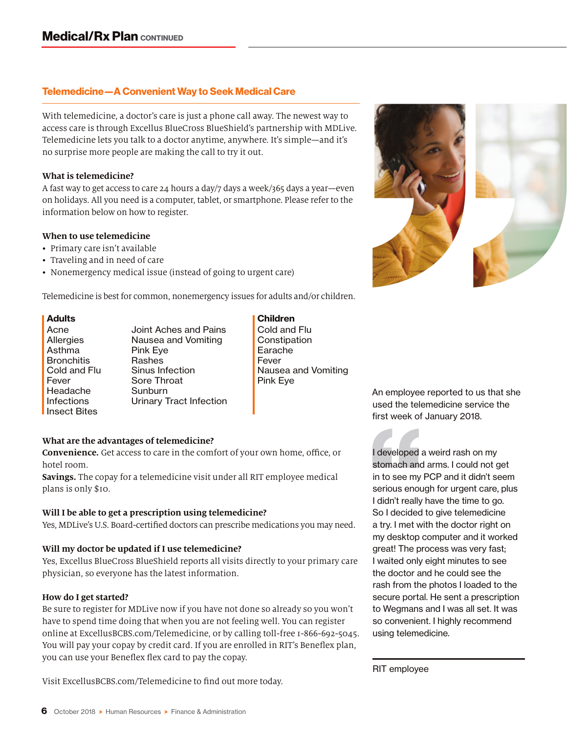## Telemedicine—A Convenient Way to Seek Medical Care

With telemedicine, a doctor's care is just a phone call away. The newest way to access care is through Excellus BlueCross BlueShield's partnership with MDLive. Telemedicine lets you talk to a doctor anytime, anywhere. It's simple—and it's no surprise more people are making the call to try it out.

### What is telemedicine?

A fast way to get access to care 24 hours a day/7 days a week/365 days a year—even on holidays. All you need is a computer, tablet, or smartphone. Please refer to the information below on how to register.

### When to use telemedicine

- Primary care isn't available
- Traveling and in need of care
- Nonemergency medical issue (instead of going to urgent care)

Telemedicine is best for common, nonemergency issues for adults and/or children.

**Adults**

Acne
Allergies
Asthma
Bronchitis
Cold and Flu
Fever
Headache
Infections
Insect Bites
Joint Aches and Pains
Nausea and Vomiting
Pink Eye
Rashes
Sinus Infection
Sore Throat
Sunburn
Urinary Tract Infection

**Children**

Cold and Flu
Constipation
Earache
Fever
Nausea and Vomiting
Pink Eye

### What are the advantages of telemedicine?

**Convenience.** Get access to care in the comfort of your own home, office, or hotel room.

**Savings.** The copay for a telemedicine visit under all RIT employee medical plans is only $10.

### Will I be able to get a prescription using telemedicine?

Yes, MDLive's U.S. Board-certified doctors can prescribe medications you may need.

### Will my doctor be updated if I use telemedicine?

Yes, Excellus BlueCross BlueShield reports all visits directly to your primary care physician, so everyone has the latest information.

### How do I get started?

Be sure to register for MDLive now if you have not done so already so you won't have to spend time doing that when you are not feeling well. You can register online at ExcellusBCBS.com/Telemedicine, or by calling toll-free 1-866-692-5045. You will pay your copay by credit card. If you are enrolled in RIT's Beneflex plan, you can use your Beneflex flex card to pay the copay.

Visit ExcellusBCBS.com/Telemedicine to find out more today.

An employee reported to us that she used the telemedicine service the first week of January 2018.

"I developed a weird rash on my stomach and arms. I could not get in to see my PCP and it didn't seem serious enough for urgent care, plus I didn't really have the time to go. So I decided to give telemedicine a try. I met with the doctor right on my desktop computer and it worked great! The process was very fast; I waited only eight minutes to see the doctor and he could see the rash from the photos I loaded to the secure portal. He sent a prescription to Wegmans and I was all set. It was so convenient. I highly recommend using telemedicine."

RIT employee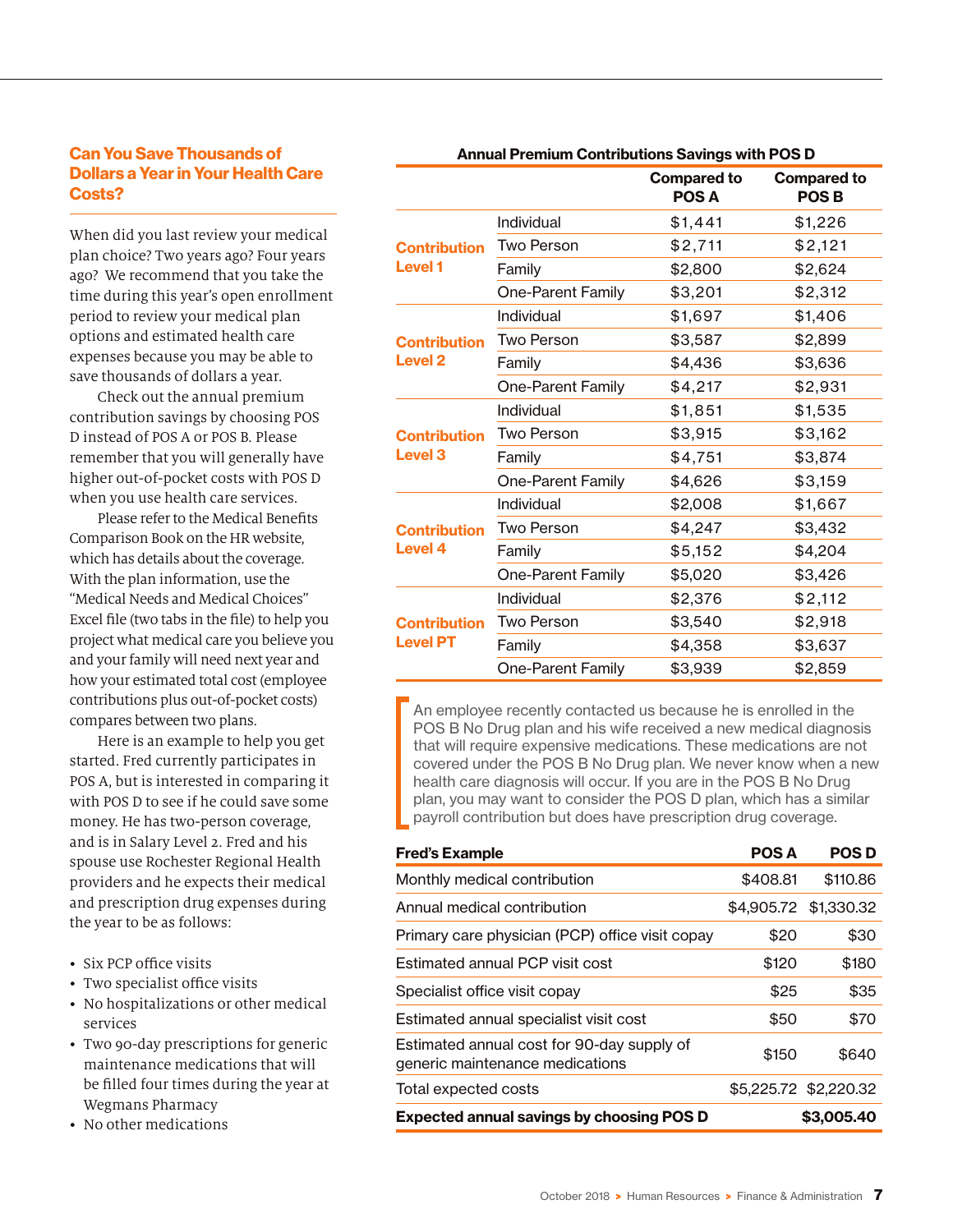## Can You Save Thousands of Dollars a Year in Your Health Care Costs?

When did you last review your medical plan choice? Two years ago? Four years ago? We recommend that you take the time during this year's open enrollment period to review your medical plan options and estimated health care expenses because you may be able to save thousands of dollars a year.

Check out the annual premium contribution savings by choosing POS D instead of POS A or POS B. Please remember that you will generally have higher out-of-pocket costs with POS D when you use health care services.

Please refer to the Medical Benefits Comparison Book on the HR website, which has details about the coverage. With the plan information, use the "Medical Needs and Medical Choices" Excel file (two tabs in the file) to help you project what medical care you believe you and your family will need next year and how your estimated total cost (employee contributions plus out-of-pocket costs) compares between two plans.

Here is an example to help you get started. Fred currently participates in POS A, but is interested in comparing it with POS D to see if he could save some money. He has two-person coverage, and is in Salary Level 2. Fred and his spouse use Rochester Regional Health providers and he expects their medical and prescription drug expenses during the year to be as follows:

- Six PCP office visits
- Two specialist office visits
- No hospitalizations or other medical services
- Two 90-day prescriptions for generic maintenance medications that will be filled four times during the year at Wegmans Pharmacy
- No other medications

**Annual Premium Contributions Savings with POS D**

| | | Compared to POS A | Compared to POS B |
|---|---|---|---|
| Contribution Level 1 | Individual | $1,441 | $1,226 |
| | Two Person | $2,711 | $2,121 |
| | Family | $2,800 | $2,624 |
| | One-Parent Family | $3,201 | $2,312 |
| Contribution Level 2 | Individual | $1,697 | $1,406 |
| | Two Person | $3,587 | $2,899 |
| | Family | $4,436 | $3,636 |
| | One-Parent Family | $4,217 | $2,931 |
| Contribution Level 3 | Individual | $1,851 | $1,535 |
| | Two Person | $3,915 | $3,162 |
| | Family | $4,751 | $3,874 |
| | One-Parent Family | $4,626 | $3,159 |
| Contribution Level 4 | Individual | $2,008 | $1,667 |
| | Two Person | $4,247 | $3,432 |
| | Family | $5,152 | $4,204 |
| | One-Parent Family | $5,020 | $3,426 |
| Contribution Level PT | Individual | $2,376 | $2,112 |
| | Two Person | $3,540 | $2,918 |
| | Family | $4,358 | $3,637 |
| | One-Parent Family | $3,939 | $2,859 |

An employee recently contacted us because he is enrolled in the POS B No Drug plan and his wife received a new medical diagnosis that will require expensive medications. These medications are not covered under the POS B No Drug plan. We never know when a new health care diagnosis will occur. If you are in the POS B No Drug plan, you may want to consider the POS D plan, which has a similar payroll contribution but does have prescription drug coverage.

| Fred's Example | POS A | POS D |
|---|---|---|
| Monthly medical contribution | $408.81 | $110.86 |
| Annual medical contribution | $4,905.72 | $1,330.32 |
| Primary care physician (PCP) office visit copay | $20 | $30 |
| Estimated annual PCP visit cost | $120 | $180 |
| Specialist office visit copay | $25 | $35 |
| Estimated annual specialist visit cost | $50 | $70 |
| Estimated annual cost for 90-day supply of generic maintenance medications | $150 | $640 |
| Total expected costs | $5,225.72 | $2,220.32 |
| **Expected annual savings by choosing POS D** | | **$3,005.40** |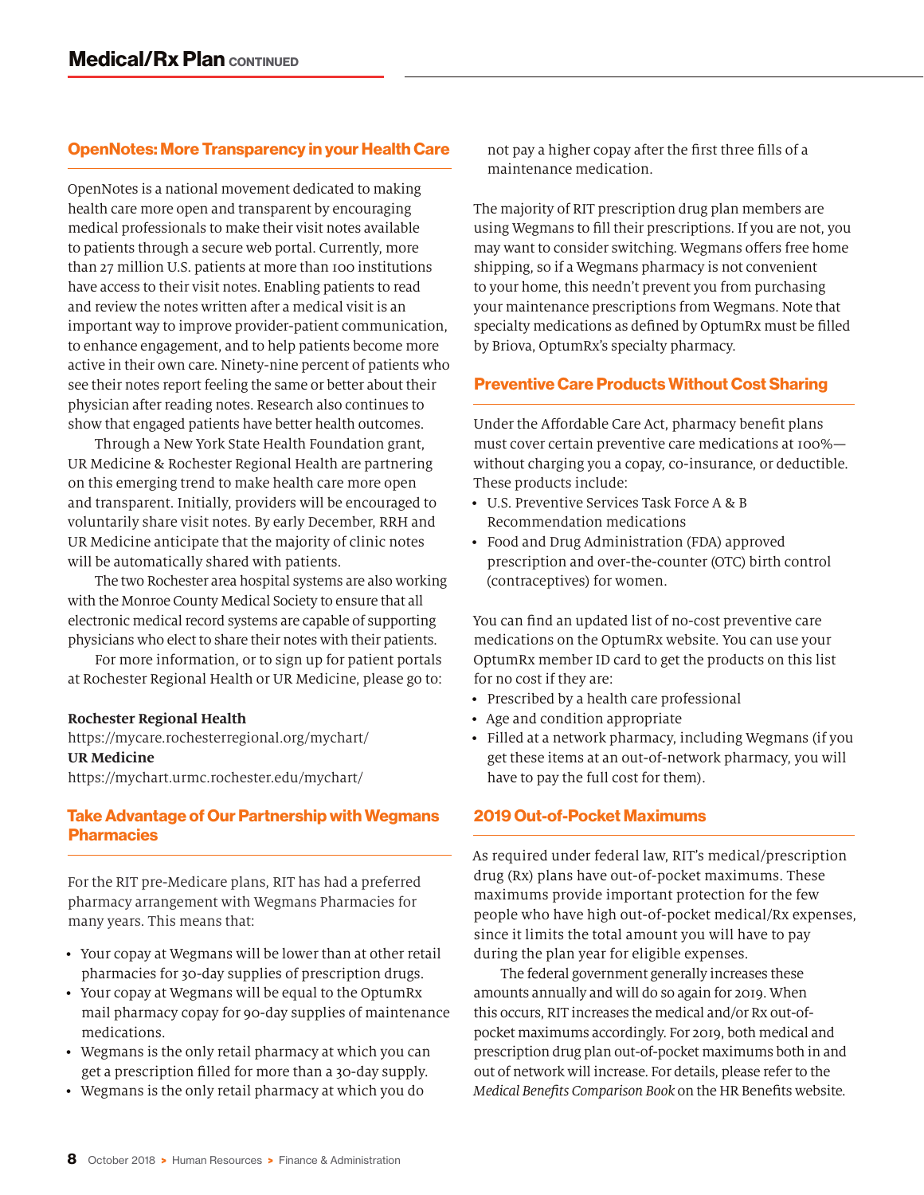# Medical/Rx Plan CONTINUED

## OpenNotes: More Transparency in your Health Care

OpenNotes is a national movement dedicated to making health care more open and transparent by encouraging medical professionals to make their visit notes available to patients through a secure web portal. Currently, more than 27 million U.S. patients at more than 100 institutions have access to their visit notes. Enabling patients to read and review the notes written after a medical visit is an important way to improve provider-patient communication, to enhance engagement, and to help patients become more active in their own care. Ninety-nine percent of patients who see their notes report feeling the same or better about their physician after reading notes. Research also continues to show that engaged patients have better health outcomes.

Through a New York State Health Foundation grant, UR Medicine & Rochester Regional Health are partnering on this emerging trend to make health care more open and transparent. Initially, providers will be encouraged to voluntarily share visit notes. By early December, RRH and UR Medicine anticipate that the majority of clinic notes will be automatically shared with patients.

The two Rochester area hospital systems are also working with the Monroe County Medical Society to ensure that all electronic medical record systems are capable of supporting physicians who elect to share their notes with their patients.

For more information, or to sign up for patient portals at Rochester Regional Health or UR Medicine, please go to:

**Rochester Regional Health**
https://mycare.rochesterregional.org/mychart/
**UR Medicine**
https://mychart.urmc.rochester.edu/mychart/

## Take Advantage of Our Partnership with Wegmans Pharmacies

For the RIT pre-Medicare plans, RIT has had a preferred pharmacy arrangement with Wegmans Pharmacies for many years. This means that:

- Your copay at Wegmans will be lower than at other retail pharmacies for 30-day supplies of prescription drugs.
- Your copay at Wegmans will be equal to the OptumRx mail pharmacy copay for 90-day supplies of maintenance medications.
- Wegmans is the only retail pharmacy at which you can get a prescription filled for more than a 30-day supply.
- Wegmans is the only retail pharmacy at which you do not pay a higher copay after the first three fills of a maintenance medication.

The majority of RIT prescription drug plan members are using Wegmans to fill their prescriptions. If you are not, you may want to consider switching. Wegmans offers free home shipping, so if a Wegmans pharmacy is not convenient to your home, this needn't prevent you from purchasing your maintenance prescriptions from Wegmans. Note that specialty medications as defined by OptumRx must be filled by Briova, OptumRx's specialty pharmacy.

## Preventive Care Products Without Cost Sharing

Under the Affordable Care Act, pharmacy benefit plans must cover certain preventive care medications at 100%—without charging you a copay, co-insurance, or deductible. These products include:

- U.S. Preventive Services Task Force A & B Recommendation medications
- Food and Drug Administration (FDA) approved prescription and over-the-counter (OTC) birth control (contraceptives) for women.

You can find an updated list of no-cost preventive care medications on the OptumRx website. You can use your OptumRx member ID card to get the products on this list for no cost if they are:

- Prescribed by a health care professional
- Age and condition appropriate
- Filled at a network pharmacy, including Wegmans (if you get these items at an out-of-network pharmacy, you will have to pay the full cost for them).

## 2019 Out-of-Pocket Maximums

As required under federal law, RIT's medical/prescription drug (Rx) plans have out-of-pocket maximums. These maximums provide important protection for the few people who have high out-of-pocket medical/Rx expenses, since it limits the total amount you will have to pay during the plan year for eligible expenses.

The federal government generally increases these amounts annually and will do so again for 2019. When this occurs, RIT increases the medical and/or Rx out-of-pocket maximums accordingly. For 2019, both medical and prescription drug plan out-of-pocket maximums both in and out of network will increase. For details, please refer to the *Medical Benefits Comparison Book* on the HR Benefits website.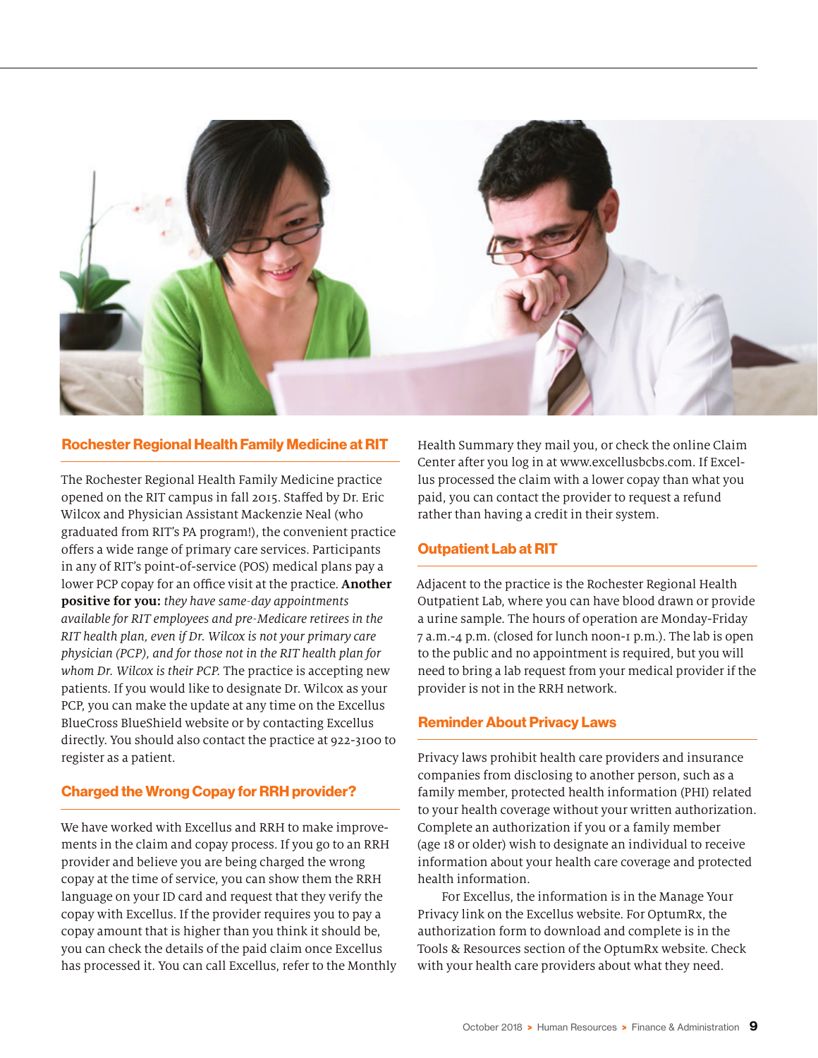## Rochester Regional Health Family Medicine at RIT

The Rochester Regional Health Family Medicine practice opened on the RIT campus in fall 2015. Staffed by Dr. Eric Wilcox and Physician Assistant Mackenzie Neal (who graduated from RIT's PA program!), the convenient practice offers a wide range of primary care services. Participants in any of RIT's point-of-service (POS) medical plans pay a lower PCP copay for an office visit at the practice. **Another positive for you:** *they have same-day appointments available for RIT employees and pre-Medicare retirees in the RIT health plan, even if Dr. Wilcox is not your primary care physician (PCP), and for those not in the RIT health plan for whom Dr. Wilcox is their PCP.* The practice is accepting new patients. If you would like to designate Dr. Wilcox as your PCP, you can make the update at any time on the Excellus BlueCross BlueShield website or by contacting Excellus directly. You should also contact the practice at 922-3100 to register as a patient.

## Charged the Wrong Copay for RRH provider?

We have worked with Excellus and RRH to make improvements in the claim and copay process. If you go to an RRH provider and believe you are being charged the wrong copay at the time of service, you can show them the RRH language on your ID card and request that they verify the copay with Excellus. If the provider requires you to pay a copay amount that is higher than you think it should be, you can check the details of the paid claim once Excellus has processed it. You can call Excellus, refer to the Monthly Health Summary they mail you, or check the online Claim Center after you log in at www.excellusbcbs.com. If Excellus processed the claim with a lower copay than what you paid, you can contact the provider to request a refund rather than having a credit in their system.

## Outpatient Lab at RIT

Adjacent to the practice is the Rochester Regional Health Outpatient Lab, where you can have blood drawn or provide a urine sample. The hours of operation are Monday-Friday 7 a.m.-4 p.m. (closed for lunch noon-1 p.m.). The lab is open to the public and no appointment is required, but you will need to bring a lab request from your medical provider if the provider is not in the RRH network.

## Reminder About Privacy Laws

Privacy laws prohibit health care providers and insurance companies from disclosing to another person, such as a family member, protected health information (PHI) related to your health coverage without your written authorization. Complete an authorization if you or a family member (age 18 or older) wish to designate an individual to receive information about your health care coverage and protected health information.

For Excellus, the information is in the Manage Your Privacy link on the Excellus website. For OptumRx, the authorization form to download and complete is in the Tools & Resources section of the OptumRx website. Check with your health care providers about what they need.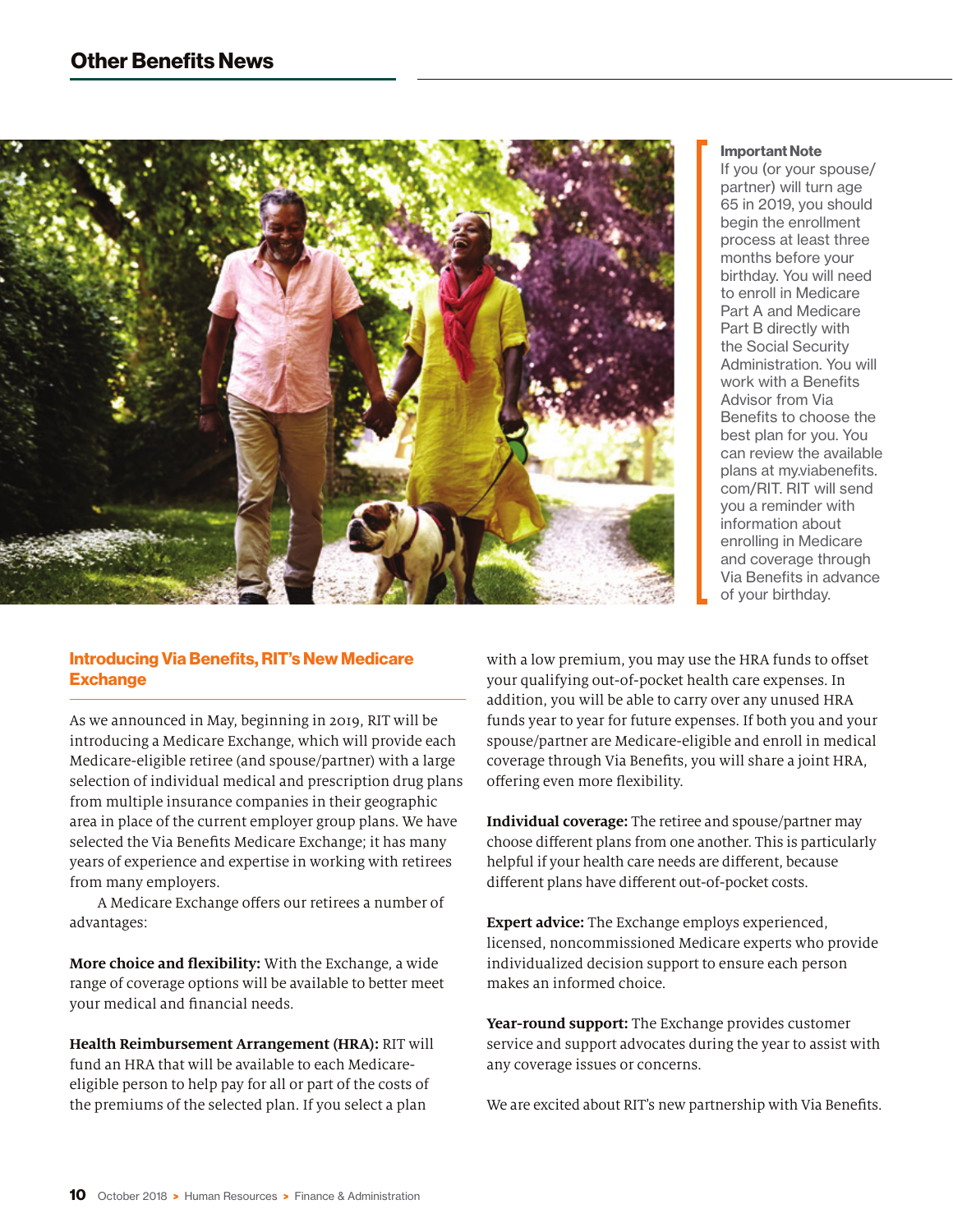## Other Benefits News

**Important Note**
If you (or your spouse/partner) will turn age 65 in 2019, you should begin the enrollment process at least three months before your birthday. You will need to enroll in Medicare Part A and Medicare Part B directly with the Social Security Administration. You will work with a Benefits Advisor from Via Benefits to choose the best plan for you. You can review the available plans at my.viabenefits.com/RIT. RIT will send you a reminder with information about enrolling in Medicare and coverage through Via Benefits in advance of your birthday.

### Introducing Via Benefits, RIT's New Medicare Exchange

As we announced in May, beginning in 2019, RIT will be introducing a Medicare Exchange, which will provide each Medicare-eligible retiree (and spouse/partner) with a large selection of individual medical and prescription drug plans from multiple insurance companies in their geographic area in place of the current employer group plans. We have selected the Via Benefits Medicare Exchange; it has many years of experience and expertise in working with retirees from many employers.

A Medicare Exchange offers our retirees a number of advantages:

**More choice and flexibility:** With the Exchange, a wide range of coverage options will be available to better meet your medical and financial needs.

**Health Reimbursement Arrangement (HRA):** RIT will fund an HRA that will be available to each Medicare-eligible person to help pay for all or part of the costs of the premiums of the selected plan. If you select a plan with a low premium, you may use the HRA funds to offset your qualifying out-of-pocket health care expenses. In addition, you will be able to carry over any unused HRA funds year to year for future expenses. If both you and your spouse/partner are Medicare-eligible and enroll in medical coverage through Via Benefits, you will share a joint HRA, offering even more flexibility.

**Individual coverage:** The retiree and spouse/partner may choose different plans from one another. This is particularly helpful if your health care needs are different, because different plans have different out-of-pocket costs.

**Expert advice:** The Exchange employs experienced, licensed, noncommissioned Medicare experts who provide individualized decision support to ensure each person makes an informed choice.

**Year-round support:** The Exchange provides customer service and support advocates during the year to assist with any coverage issues or concerns.

We are excited about RIT's new partnership with Via Benefits.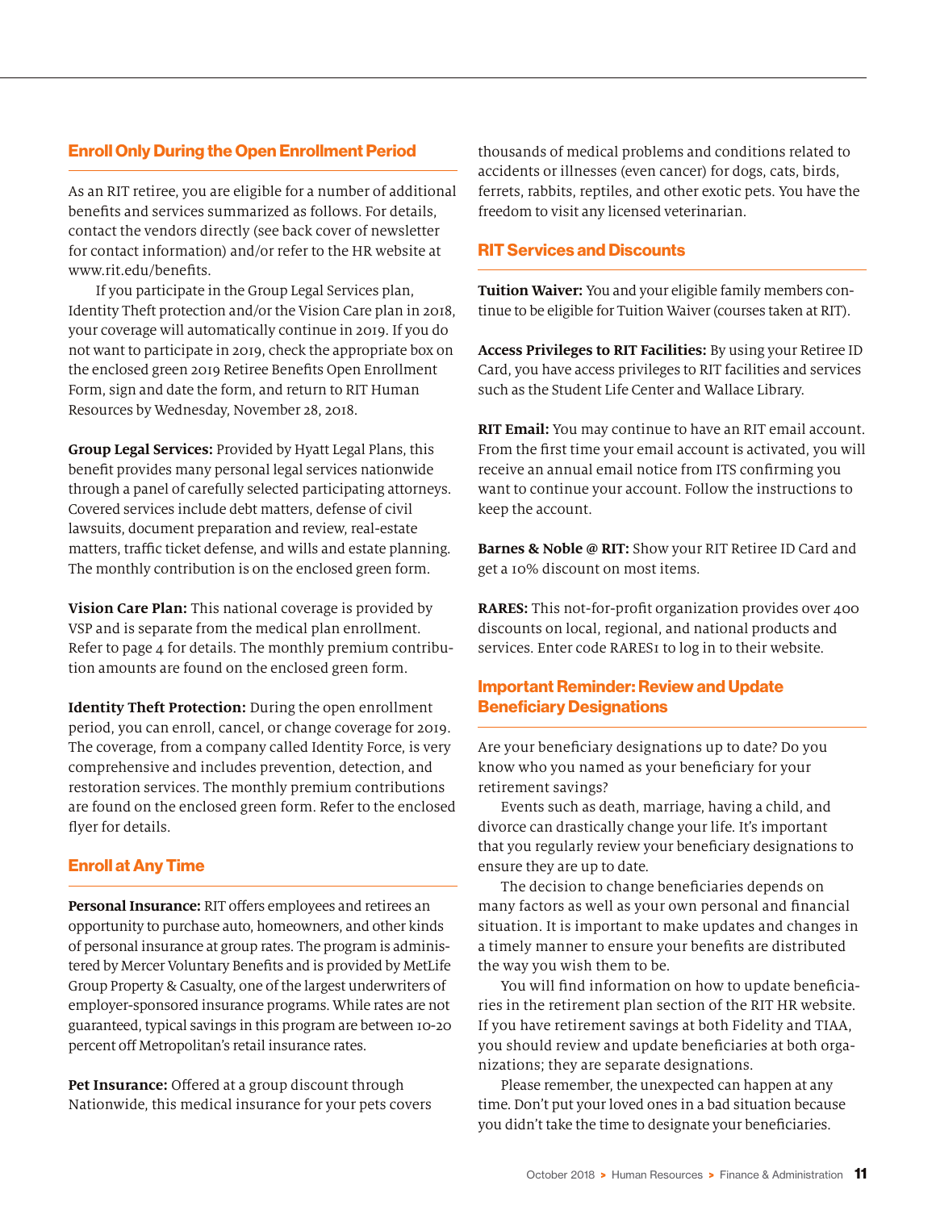## Enroll Only During the Open Enrollment Period

As an RIT retiree, you are eligible for a number of additional benefits and services summarized as follows. For details, contact the vendors directly (see back cover of newsletter for contact information) and/or refer to the HR website at www.rit.edu/benefits.

If you participate in the Group Legal Services plan, Identity Theft protection and/or the Vision Care plan in 2018, your coverage will automatically continue in 2019. If you do not want to participate in 2019, check the appropriate box on the enclosed green 2019 Retiree Benefits Open Enrollment Form, sign and date the form, and return to RIT Human Resources by Wednesday, November 28, 2018.

**Group Legal Services:** Provided by Hyatt Legal Plans, this benefit provides many personal legal services nationwide through a panel of carefully selected participating attorneys. Covered services include debt matters, defense of civil lawsuits, document preparation and review, real-estate matters, traffic ticket defense, and wills and estate planning. The monthly contribution is on the enclosed green form.

**Vision Care Plan:** This national coverage is provided by VSP and is separate from the medical plan enrollment. Refer to page 4 for details. The monthly premium contribution amounts are found on the enclosed green form.

**Identity Theft Protection:** During the open enrollment period, you can enroll, cancel, or change coverage for 2019. The coverage, from a company called Identity Force, is very comprehensive and includes prevention, detection, and restoration services. The monthly premium contributions are found on the enclosed green form. Refer to the enclosed flyer for details.

## Enroll at Any Time

**Personal Insurance:** RIT offers employees and retirees an opportunity to purchase auto, homeowners, and other kinds of personal insurance at group rates. The program is administered by Mercer Voluntary Benefits and is provided by MetLife Group Property & Casualty, one of the largest underwriters of employer-sponsored insurance programs. While rates are not guaranteed, typical savings in this program are between 10-20 percent off Metropolitan's retail insurance rates.

**Pet Insurance:** Offered at a group discount through Nationwide, this medical insurance for your pets covers thousands of medical problems and conditions related to accidents or illnesses (even cancer) for dogs, cats, birds, ferrets, rabbits, reptiles, and other exotic pets. You have the freedom to visit any licensed veterinarian.

## RIT Services and Discounts

**Tuition Waiver:** You and your eligible family members continue to be eligible for Tuition Waiver (courses taken at RIT).

**Access Privileges to RIT Facilities:** By using your Retiree ID Card, you have access privileges to RIT facilities and services such as the Student Life Center and Wallace Library.

**RIT Email:** You may continue to have an RIT email account. From the first time your email account is activated, you will receive an annual email notice from ITS confirming you want to continue your account. Follow the instructions to keep the account.

**Barnes & Noble @ RIT:** Show your RIT Retiree ID Card and get a 10% discount on most items.

**RARES:** This not-for-profit organization provides over 400 discounts on local, regional, and national products and services. Enter code RARES1 to log in to their website.

## Important Reminder: Review and Update Beneficiary Designations

Are your beneficiary designations up to date? Do you know who you named as your beneficiary for your retirement savings?

Events such as death, marriage, having a child, and divorce can drastically change your life. It's important that you regularly review your beneficiary designations to ensure they are up to date.

The decision to change beneficiaries depends on many factors as well as your own personal and financial situation. It is important to make updates and changes in a timely manner to ensure your benefits are distributed the way you wish them to be.

You will find information on how to update beneficiaries in the retirement plan section of the RIT HR website. If you have retirement savings at both Fidelity and TIAA, you should review and update beneficiaries at both organizations; they are separate designations.

Please remember, the unexpected can happen at any time. Don't put your loved ones in a bad situation because you didn't take the time to designate your beneficiaries.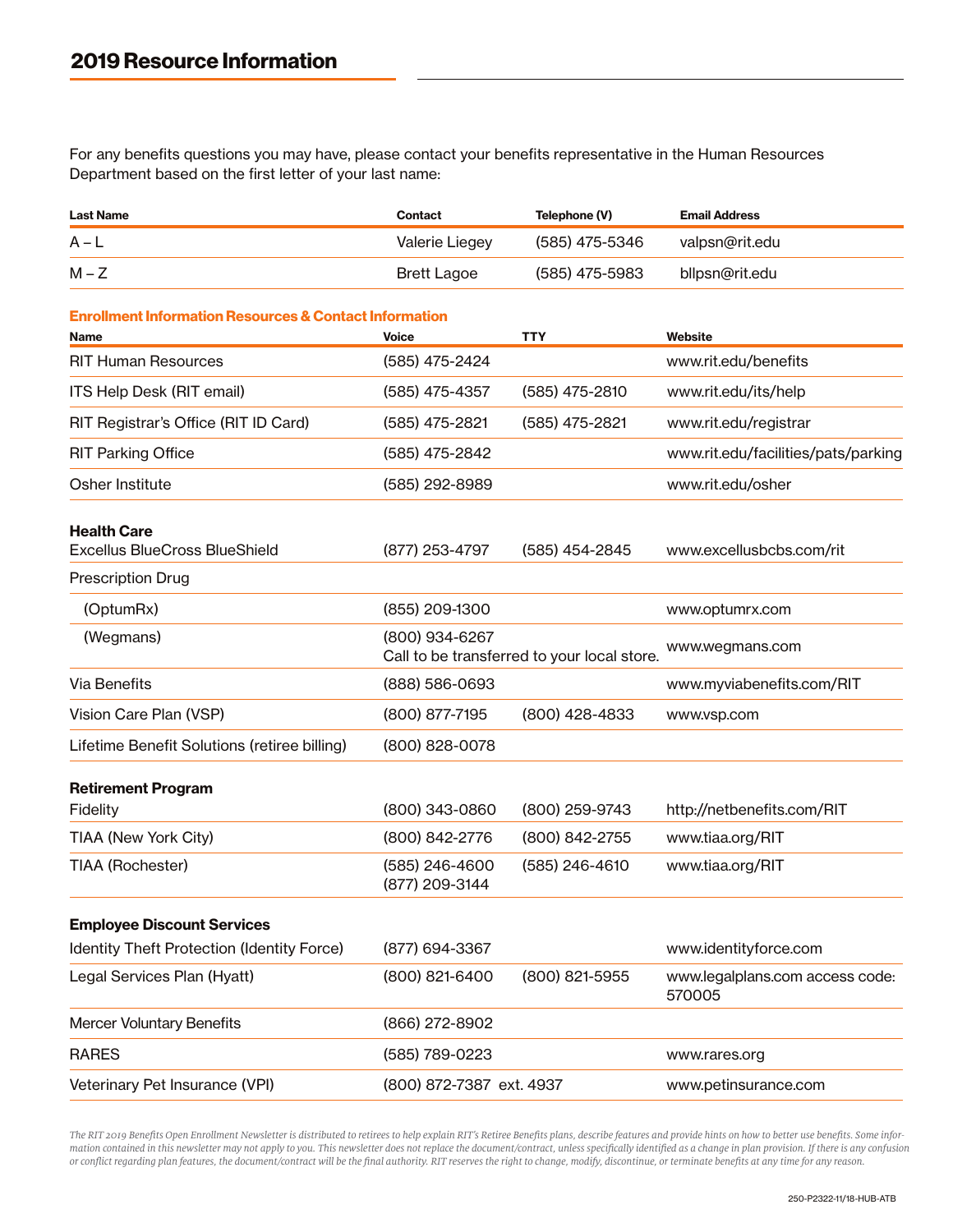## 2019 Resource Information

For any benefits questions you may have, please contact your benefits representative in the Human Resources Department based on the first letter of your last name:

| Last Name | Contact | Telephone (V) | Email Address |
|---|---|---|---|
| A – L | Valerie Liegey | (585) 475-5346 | valpsn@rit.edu |
| M – Z | Brett Lagoe | (585) 475-5983 | bllpsn@rit.edu |

**Enrollment Information Resources & Contact Information**

| Name | Voice | TTY | Website |
|---|---|---|---|
| RIT Human Resources | (585) 475-2424 | | www.rit.edu/benefits |
| ITS Help Desk (RIT email) | (585) 475-4357 | (585) 475-2810 | www.rit.edu/its/help |
| RIT Registrar's Office (RIT ID Card) | (585) 475-2821 | (585) 475-2821 | www.rit.edu/registrar |
| RIT Parking Office | (585) 475-2842 | | www.rit.edu/facilities/pats/parking |
| Osher Institute | (585) 292-8989 | | www.rit.edu/osher |
| **Health Care** | | | |
| Excellus BlueCross BlueShield | (877) 253-4797 | (585) 454-2845 | www.excellusbcbs.com/rit |
| Prescription Drug | | | |
| (OptumRx) | (855) 209-1300 | | www.optumrx.com |
| (Wegmans) | (800) 934-6267 Call to be transferred to your local store. | | www.wegmans.com |
| Via Benefits | (888) 586-0693 | | www.myviabenefits.com/RIT |
| Vision Care Plan (VSP) | (800) 877-7195 | (800) 428-4833 | www.vsp.com |
| Lifetime Benefit Solutions (retiree billing) | (800) 828-0078 | | |
| **Retirement Program** | | | |
| Fidelity | (800) 343-0860 | (800) 259-9743 | http://netbenefits.com/RIT |
| TIAA (New York City) | (800) 842-2776 | (800) 842-2755 | www.tiaa.org/RIT |
| TIAA (Rochester) | (585) 246-4600 (877) 209-3144 | (585) 246-4610 | www.tiaa.org/RIT |
| **Employee Discount Services** | | | |
| Identity Theft Protection (Identity Force) | (877) 694-3367 | | www.identityforce.com |
| Legal Services Plan (Hyatt) | (800) 821-6400 | (800) 821-5955 | www.legalplans.com access code: 570005 |
| Mercer Voluntary Benefits | (866) 272-8902 | | |
| RARES | (585) 789-0223 | | www.rares.org |
| Veterinary Pet Insurance (VPI) | (800) 872-7387 ext. 4937 | | www.petinsurance.com |

*The RIT 2019 Benefits Open Enrollment Newsletter is distributed to retirees to help explain RIT's Retiree Benefits plans, describe features and provide hints on how to better use benefits. Some information contained in this newsletter may not apply to you. This newsletter does not replace the document/contract, unless specifically identified as a change in plan provision. If there is any confusion or conflict regarding plan features, the document/contract will be the final authority. RIT reserves the right to change, modify, discontinue, or terminate benefits at any time for any reason.*

250-P2322-11/18-HUB-ATB